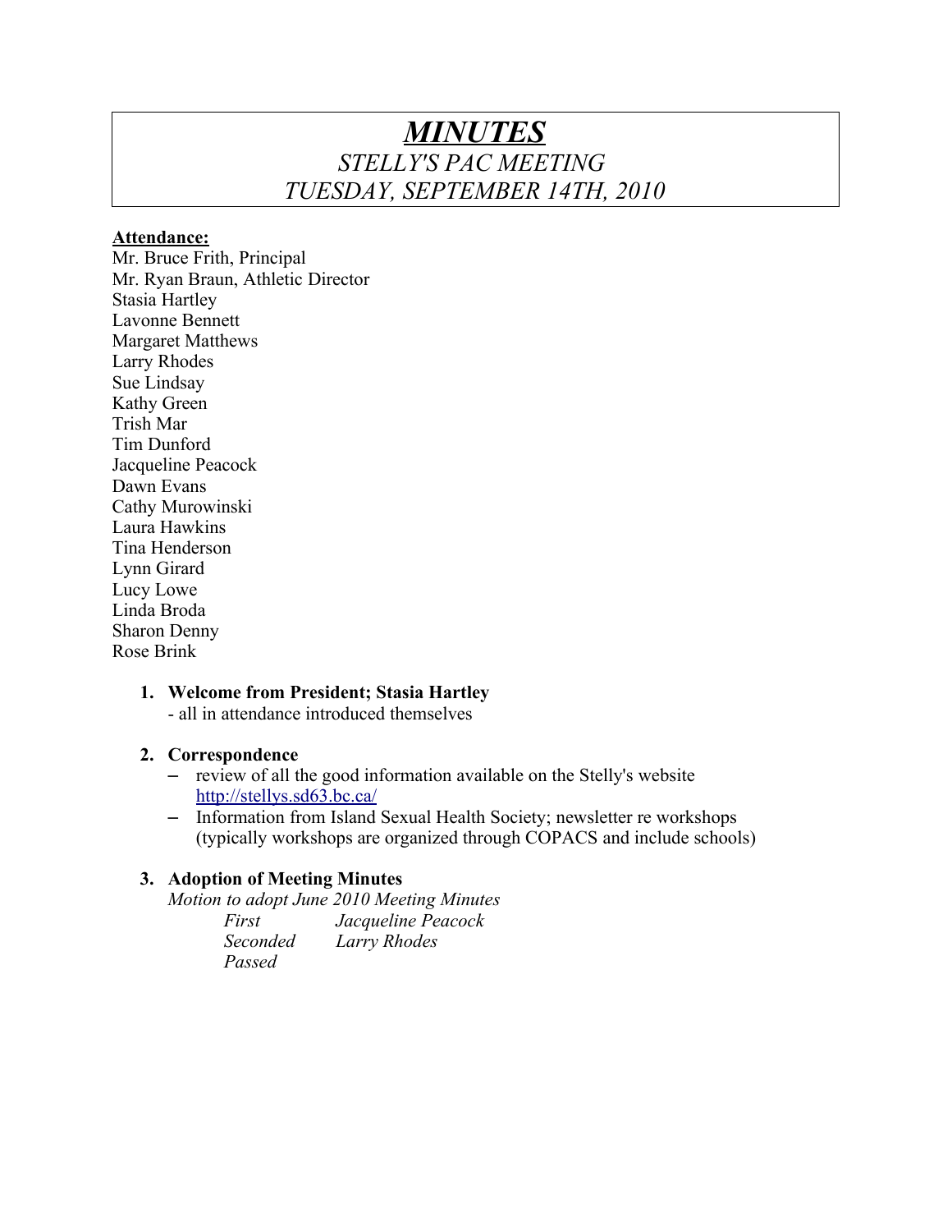# *MINUTES*

## *STELLY'S PAC MEETING*

## *TUESDAY, SEPTEMBER 14TH, 2010*

**Attendance:**

Mr. Bruce Frith, Principal
Mr. Ryan Braun, Athletic Director
Stasia Hartley
Lavonne Bennett
Margaret Matthews
Larry Rhodes
Sue Lindsay
Kathy Green
Trish Mar
Tim Dunford
Jacqueline Peacock
Dawn Evans
Cathy Murowinski
Laura Hawkins
Tina Henderson
Lynn Girard
Lucy Lowe
Linda Broda
Sharon Denny
Rose Brink

1. **Welcome from President; Stasia Hartley**
   - all in attendance introduced themselves

2. **Correspondence**
   - review of all the good information available on the Stelly's website http://stellys.sd63.bc.ca/
   - Information from Island Sexual Health Society; newsletter re workshops (typically workshops are organized through COPACS and include schools)

3. **Adoption of Meeting Minutes**

   *Motion to adopt June 2010 Meeting Minutes*

   *First* *Jacqueline Peacock*
   *Seconded* *Larry Rhodes*
   *Passed*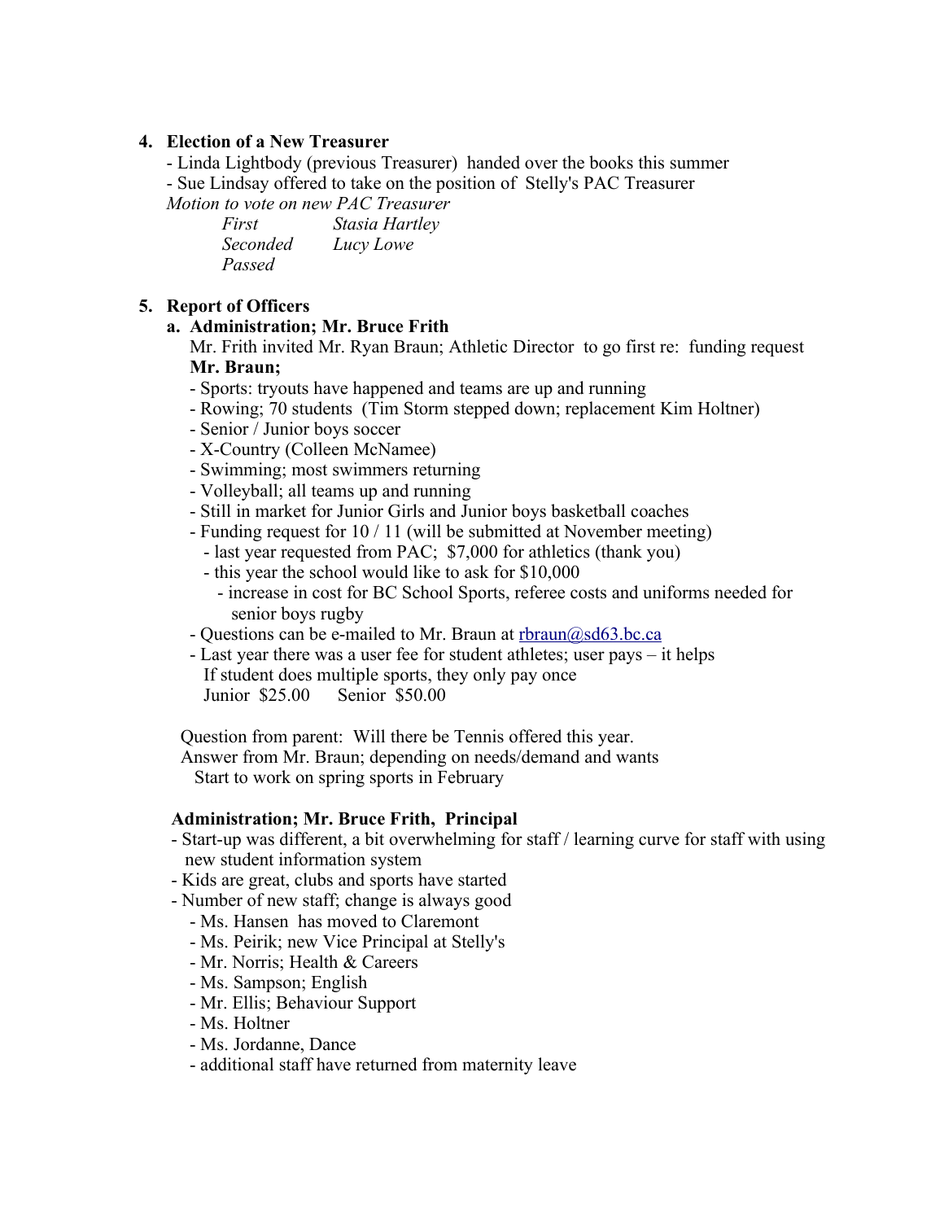4. **Election of a New Treasurer**
   - Linda Lightbody (previous Treasurer) handed over the books this summer
   - Sue Lindsay offered to take on the position of Stelly's PAC Treasurer

   *Motion to vote on new PAC Treasurer*

   *First Stasia Hartley*
   *Seconded Lucy Lowe*
   *Passed*

5. **Report of Officers**

   a. **Administration; Mr. Bruce Frith**

   Mr. Frith invited Mr. Ryan Braun; Athletic Director to go first re: funding request

   **Mr. Braun;**
   - Sports: tryouts have happened and teams are up and running
   - Rowing; 70 students (Tim Storm stepped down; replacement Kim Holtner)
   - Senior / Junior boys soccer
   - X-Country (Colleen McNamee)
   - Swimming; most swimmers returning
   - Volleyball; all teams up and running
   - Still in market for Junior Girls and Junior boys basketball coaches
   - Funding request for 10 / 11 (will be submitted at November meeting)
     - last year requested from PAC; $7,000 for athletics (thank you)
     - this year the school would like to ask for $10,000
       - increase in cost for BC School Sports, referee costs and uniforms needed for senior boys rugby
   - Questions can be e-mailed to Mr. Braun at rbraun@sd63.bc.ca
   - Last year there was a user fee for student athletes; user pays – it helps
     If student does multiple sports, they only pay once
     Junior $25.00 Senior $50.00

   Question from parent: Will there be Tennis offered this year.
   Answer from Mr. Braun; depending on needs/demand and wants
   Start to work on spring sports in February

   **Administration; Mr. Bruce Frith, Principal**
   - Start-up was different, a bit overwhelming for staff / learning curve for staff with using new student information system
   - Kids are great, clubs and sports have started
   - Number of new staff; change is always good
     - Ms. Hansen has moved to Claremont
     - Ms. Peirik; new Vice Principal at Stelly's
     - Mr. Norris; Health & Careers
     - Ms. Sampson; English
     - Mr. Ellis; Behaviour Support
     - Ms. Holtner
     - Ms. Jordanne, Dance
     - additional staff have returned from maternity leave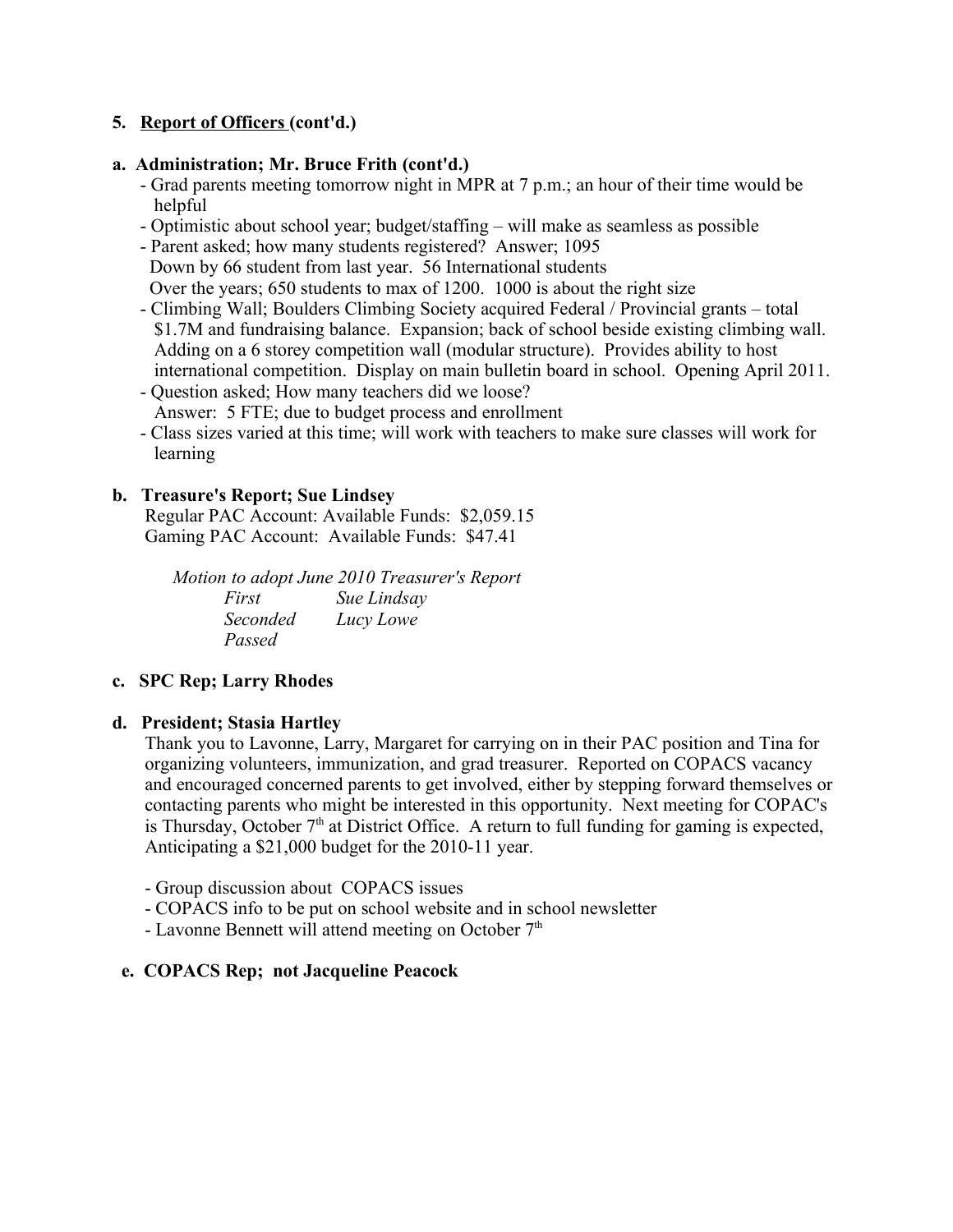5. **<u>Report of Officers</u> (cont'd.)**

**a. Administration; Mr. Bruce Frith (cont'd.)**

- Grad parents meeting tomorrow night in MPR at 7 p.m.; an hour of their time would be helpful
- Optimistic about school year; budget/staffing – will make as seamless as possible
- Parent asked; how many students registered? Answer; 1095
  Down by 66 student from last year. 56 International students
  Over the years; 650 students to max of 1200. 1000 is about the right size
- Climbing Wall; Boulders Climbing Society acquired Federal / Provincial grants – total $1.7M and fundraising balance. Expansion; back of school beside existing climbing wall. Adding on a 6 storey competition wall (modular structure). Provides ability to host international competition. Display on main bulletin board in school. Opening April 2011.
- Question asked; How many teachers did we loose?
  Answer: 5 FTE; due to budget process and enrollment
- Class sizes varied at this time; will work with teachers to make sure classes will work for learning

**b. Treasure's Report; Sue Lindsey**

Regular PAC Account: Available Funds: $2,059.15
Gaming PAC Account: Available Funds: $47.41

*Motion to adopt June 2010 Treasurer's Report*
*First* *Sue Lindsay*
*Seconded* *Lucy Lowe*
*Passed*

**c. SPC Rep; Larry Rhodes**

**d. President; Stasia Hartley**

Thank you to Lavonne, Larry, Margaret for carrying on in their PAC position and Tina for organizing volunteers, immunization, and grad treasurer. Reported on COPACS vacancy and encouraged concerned parents to get involved, either by stepping forward themselves or contacting parents who might be interested in this opportunity. Next meeting for COPAC's is Thursday, October 7th at District Office. A return to full funding for gaming is expected, Anticipating a $21,000 budget for the 2010-11 year.

- Group discussion about COPACS issues
- COPACS info to be put on school website and in school newsletter
- Lavonne Bennett will attend meeting on October 7th

**e. COPACS Rep; not Jacqueline Peacock**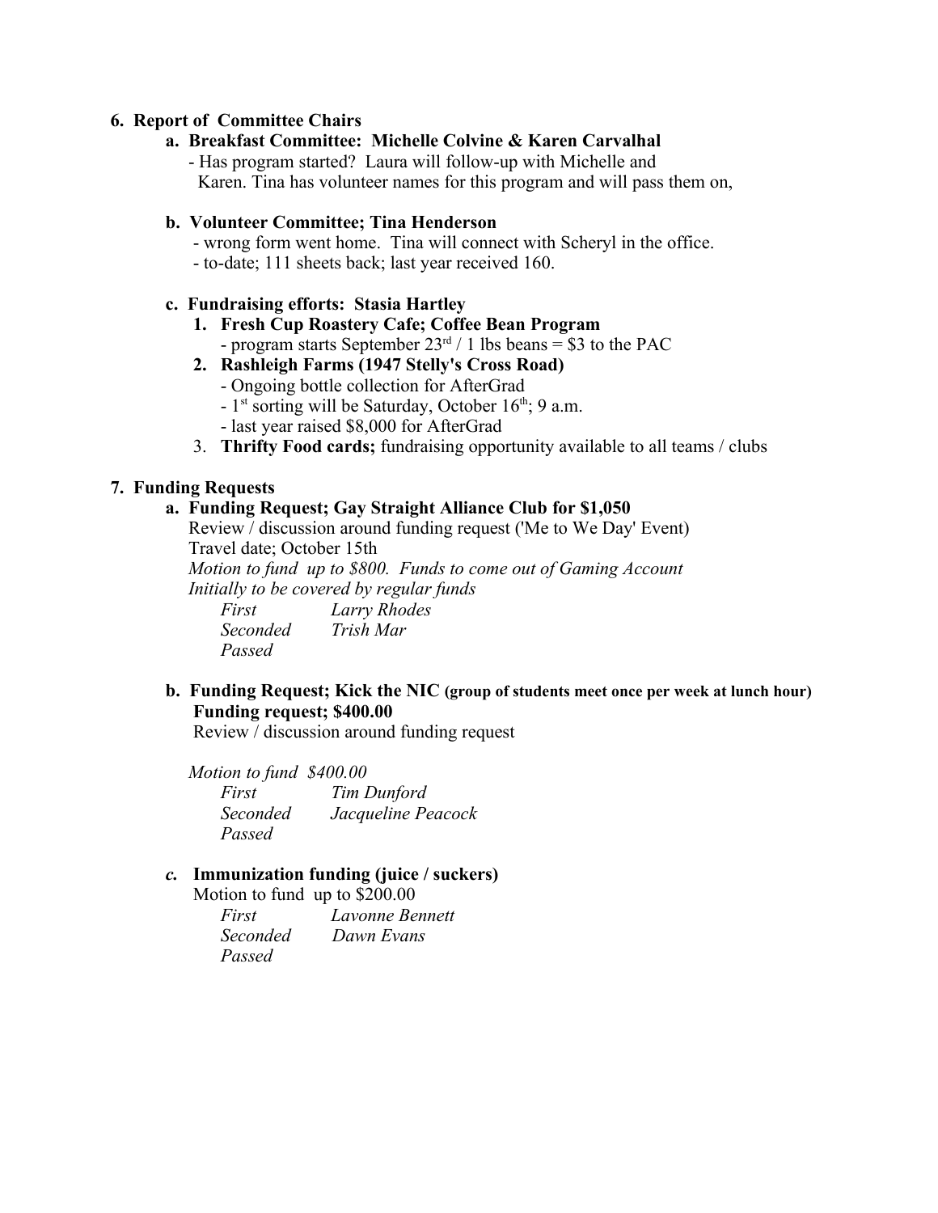**6. Report of Committee Chairs**

**a. Breakfast Committee: Michelle Colvine & Karen Carvalhal**

- Has program started? Laura will follow-up with Michelle and Karen. Tina has volunteer names for this program and will pass them on,

**b. Volunteer Committee; Tina Henderson**

- wrong form went home. Tina will connect with Scheryl in the office.
- to-date; 111 sheets back; last year received 160.

**c. Fundraising efforts: Stasia Hartley**

1. **Fresh Cup Roastery Cafe; Coffee Bean Program**
   - program starts September 23rd / 1 lbs beans = $3 to the PAC
2. **Rashleigh Farms (1947 Stelly's Cross Road)**
   - Ongoing bottle collection for AfterGrad
   - 1st sorting will be Saturday, October 16th; 9 a.m.
   - last year raised $8,000 for AfterGrad
3. **Thrifty Food cards;** fundraising opportunity available to all teams / clubs

**7. Funding Requests**

**a. Funding Request; Gay Straight Alliance Club for $1,050**

Review / discussion around funding request ('Me to We Day' Event)
Travel date; October 15th
*Motion to fund up to $800. Funds to come out of Gaming Account*
*Initially to be covered by regular funds*

*First* *Larry Rhodes*
*Seconded* *Trish Mar*
*Passed*

**b. Funding Request; Kick the NIC (group of students meet once per week at lunch hour)**
**Funding request; $400.00**

Review / discussion around funding request

*Motion to fund $400.00*

*First* *Tim Dunford*
*Seconded* *Jacqueline Peacock*
*Passed*

***c.* Immunization funding (juice / suckers)**

Motion to fund up to $200.00

*First* *Lavonne Bennett*
*Seconded* *Dawn Evans*
*Passed*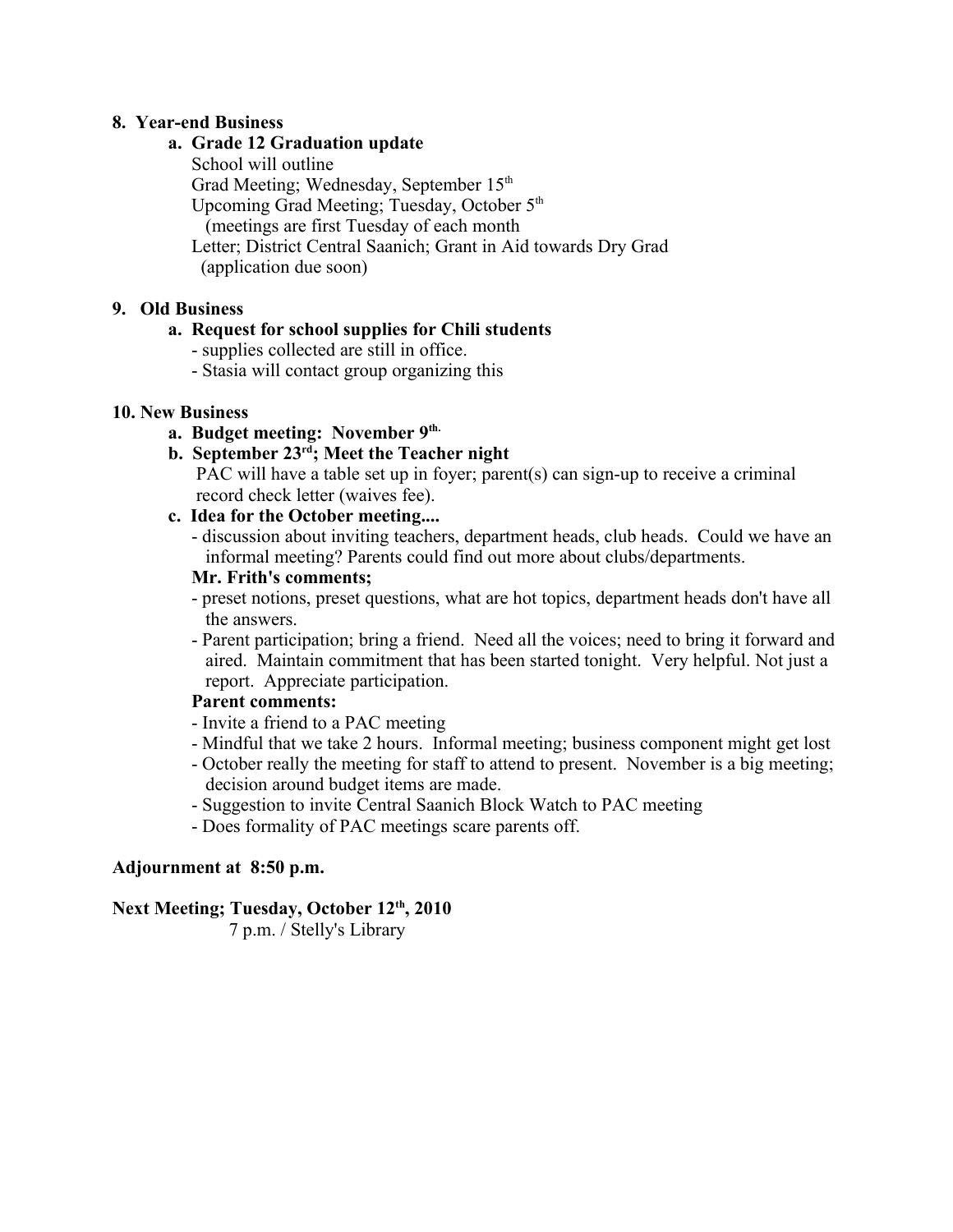**8. Year-end Business**

**a. Grade 12 Graduation update**

School will outline
Grad Meeting; Wednesday, September 15th
Upcoming Grad Meeting; Tuesday, October 5th
(meetings are first Tuesday of each month
Letter; District Central Saanich; Grant in Aid towards Dry Grad
(application due soon)

**9. Old Business**

**a. Request for school supplies for Chili students**

- supplies collected are still in office.
- Stasia will contact group organizing this

**10. New Business**

**a. Budget meeting: November 9th.**

**b. September 23rd; Meet the Teacher night**

PAC will have a table set up in foyer; parent(s) can sign-up to receive a criminal record check letter (waives fee).

**c. Idea for the October meeting....**

- discussion about inviting teachers, department heads, club heads. Could we have an informal meeting? Parents could find out more about clubs/departments.

**Mr. Frith's comments;**

- preset notions, preset questions, what are hot topics, department heads don't have all the answers.
- Parent participation; bring a friend. Need all the voices; need to bring it forward and aired. Maintain commitment that has been started tonight. Very helpful. Not just a report. Appreciate participation.

**Parent comments:**

- Invite a friend to a PAC meeting
- Mindful that we take 2 hours. Informal meeting; business component might get lost
- October really the meeting for staff to attend to present. November is a big meeting; decision around budget items are made.
- Suggestion to invite Central Saanich Block Watch to PAC meeting
- Does formality of PAC meetings scare parents off.

**Adjournment at 8:50 p.m.**

**Next Meeting; Tuesday, October 12th, 2010**
7 p.m. / Stelly's Library